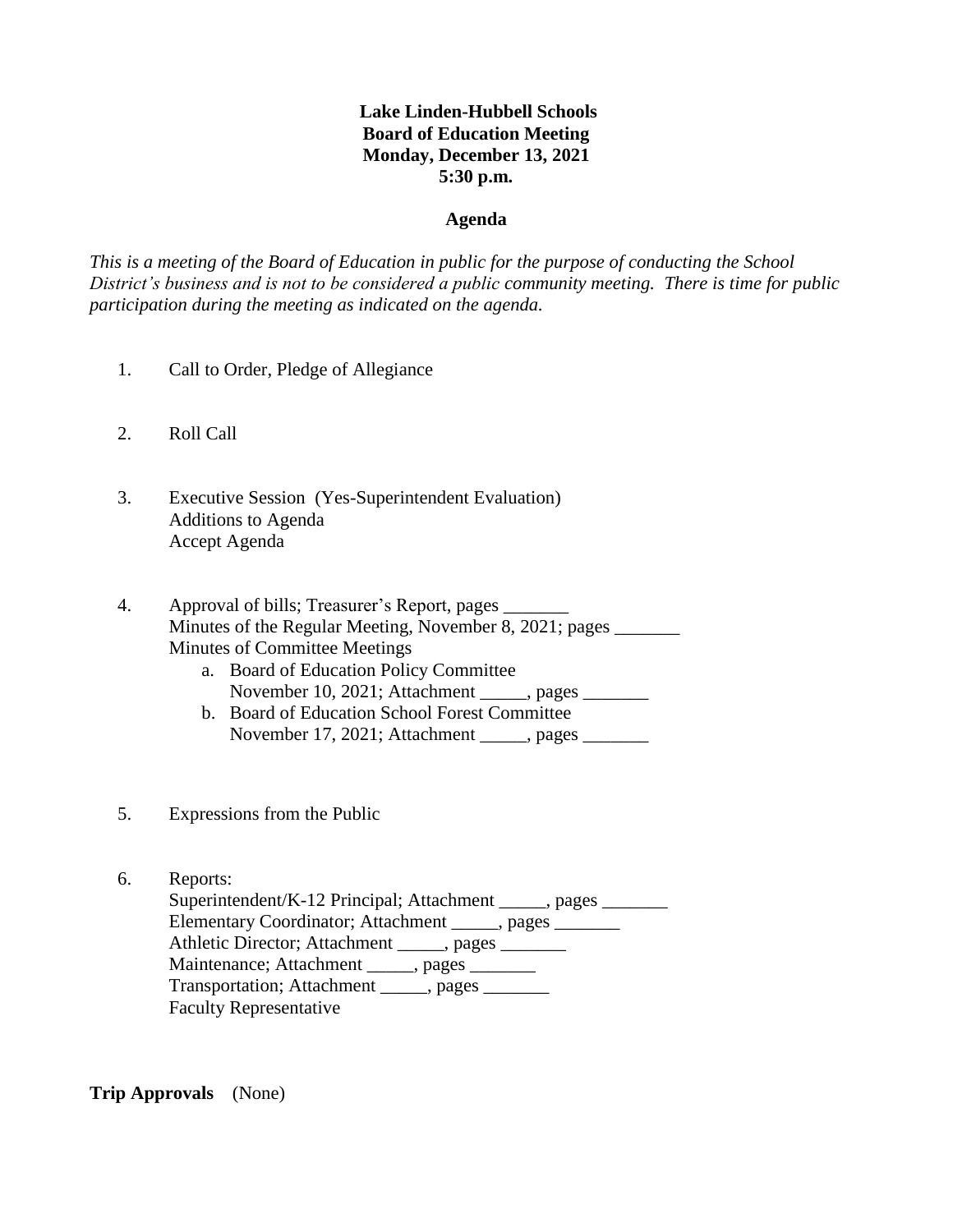**Lake Linden-Hubbell Schools**
**Board of Education Meeting**
**Monday, December 13, 2021**
**5:30 p.m.**

**Agenda**

*This is a meeting of the Board of Education in public for the purpose of conducting the School District's business and is not to be considered a public community meeting. There is time for public participation during the meeting as indicated on the agenda.*

1. Call to Order, Pledge of Allegiance

2. Roll Call

3. Executive Session (Yes-Superintendent Evaluation)
   Additions to Agenda
   Accept Agenda

4. Approval of bills; Treasurer's Report, pages _______
   Minutes of the Regular Meeting, November 8, 2021; pages _______
   Minutes of Committee Meetings
   a. Board of Education Policy Committee
      November 10, 2021; Attachment _____, pages _______
   b. Board of Education School Forest Committee
      November 17, 2021; Attachment _____, pages _______

5. Expressions from the Public

6. Reports:
   Superintendent/K-12 Principal; Attachment _____, pages _______
   Elementary Coordinator; Attachment _____, pages _______
   Athletic Director; Attachment _____, pages _______
   Maintenance; Attachment _____, pages _______
   Transportation; Attachment _____, pages _______
   Faculty Representative

**Trip Approvals** (None)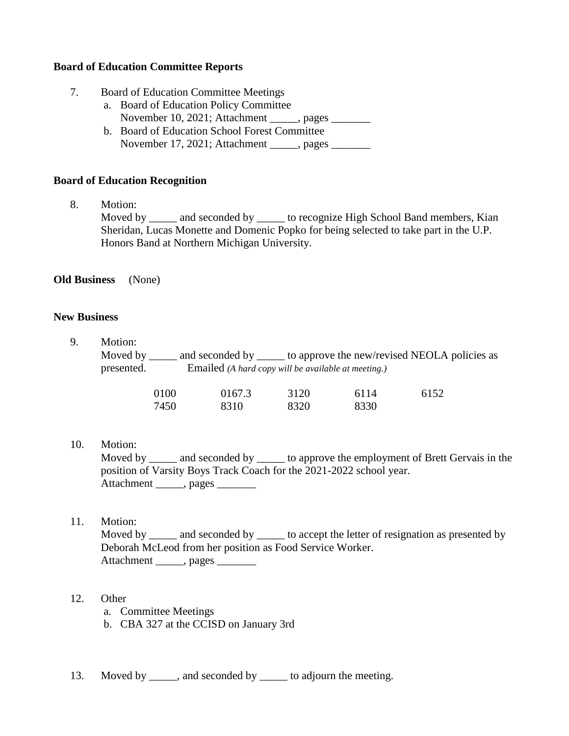**Board of Education Committee Reports**

7. Board of Education Committee Meetings
   a. Board of Education Policy Committee
      November 10, 2021; Attachment _____, pages _______
   b. Board of Education School Forest Committee
      November 17, 2021; Attachment _____, pages _______

**Board of Education Recognition**

8. Motion:
   Moved by _____ and seconded by _____ to recognize High School Band members, Kian Sheridan, Lucas Monette and Domenic Popko for being selected to take part in the U.P. Honors Band at Northern Michigan University.

**Old Business** (None)

**New Business**

9. Motion:
   Moved by _____ and seconded by _____ to approve the new/revised NEOLA policies as presented. Emailed *(A hard copy will be available at meeting.)*

   | | | | | |
   |---|---|---|---|---|
   | 0100 | 0167.3 | 3120 | 6114 | 6152 |
   | 7450 | 8310 | 8320 | 8330 | |

10. Motion:
    Moved by _____ and seconded by _____ to approve the employment of Brett Gervais in the position of Varsity Boys Track Coach for the 2021-2022 school year.
    Attachment _____, pages _______

11. Motion:
    Moved by _____ and seconded by _____ to accept the letter of resignation as presented by Deborah McLeod from her position as Food Service Worker.
    Attachment _____, pages _______

12. Other
    a. Committee Meetings
    b. CBA 327 at the CCISD on January 3rd

13. Moved by _____, and seconded by _____ to adjourn the meeting.